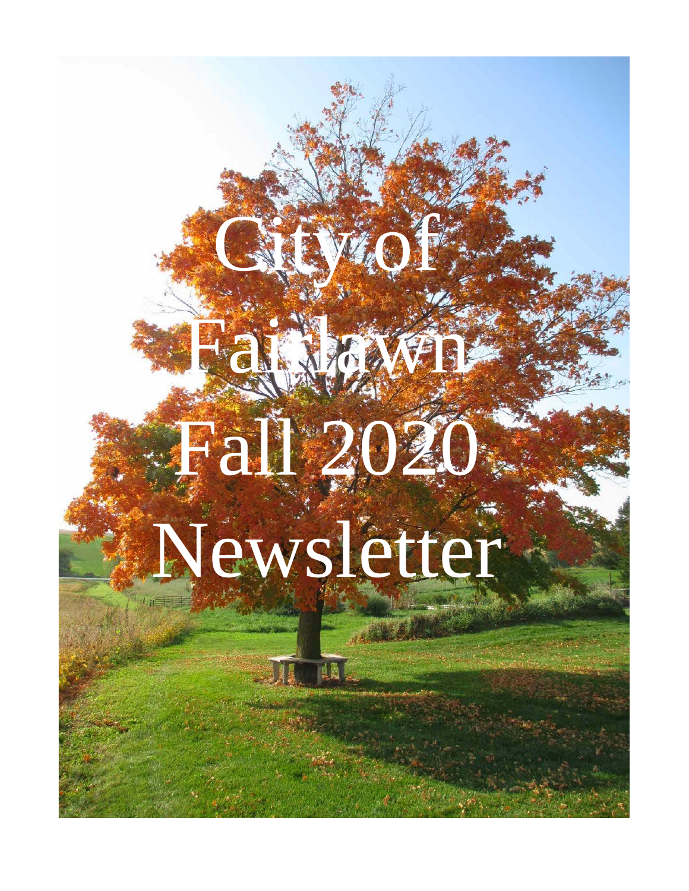# City of Fairlawn Fall 2020 Newsletter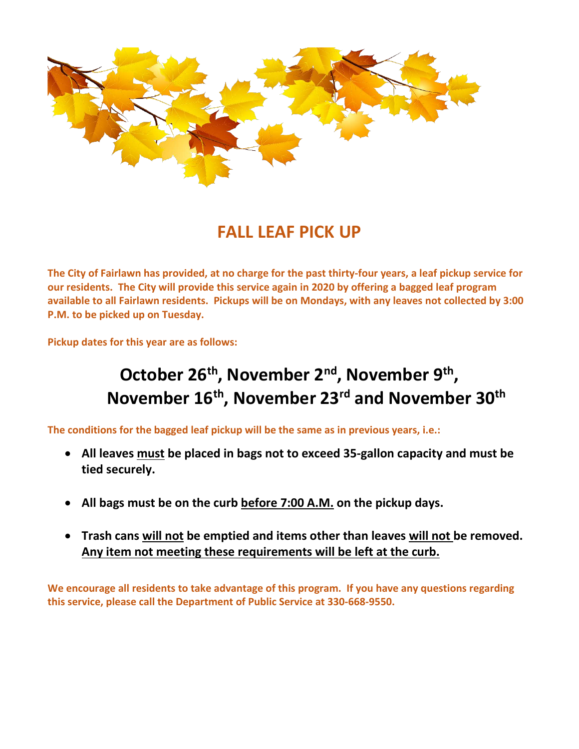# FALL LEAF PICK UP

**The City of Fairlawn has provided, at no charge for the past thirty-four years, a leaf pickup service for our residents. The City will provide this service again in 2020 by offering a bagged leaf program available to all Fairlawn residents. Pickups will be on Mondays, with any leaves not collected by 3:00 P.M. to be picked up on Tuesday.**

**Pickup dates for this year are as follows:**

## October 26th, November 2nd, November 9th, November 16th, November 23rd and November 30th

**The conditions for the bagged leaf pickup will be the same as in previous years, i.e.:**

- **All leaves must be placed in bags not to exceed 35-gallon capacity and must be tied securely.**
- **All bags must be on the curb before 7:00 A.M. on the pickup days.**
- **Trash cans will not be emptied and items other than leaves will not be removed. Any item not meeting these requirements will be left at the curb.**

**We encourage all residents to take advantage of this program. If you have any questions regarding this service, please call the Department of Public Service at 330-668-9550.**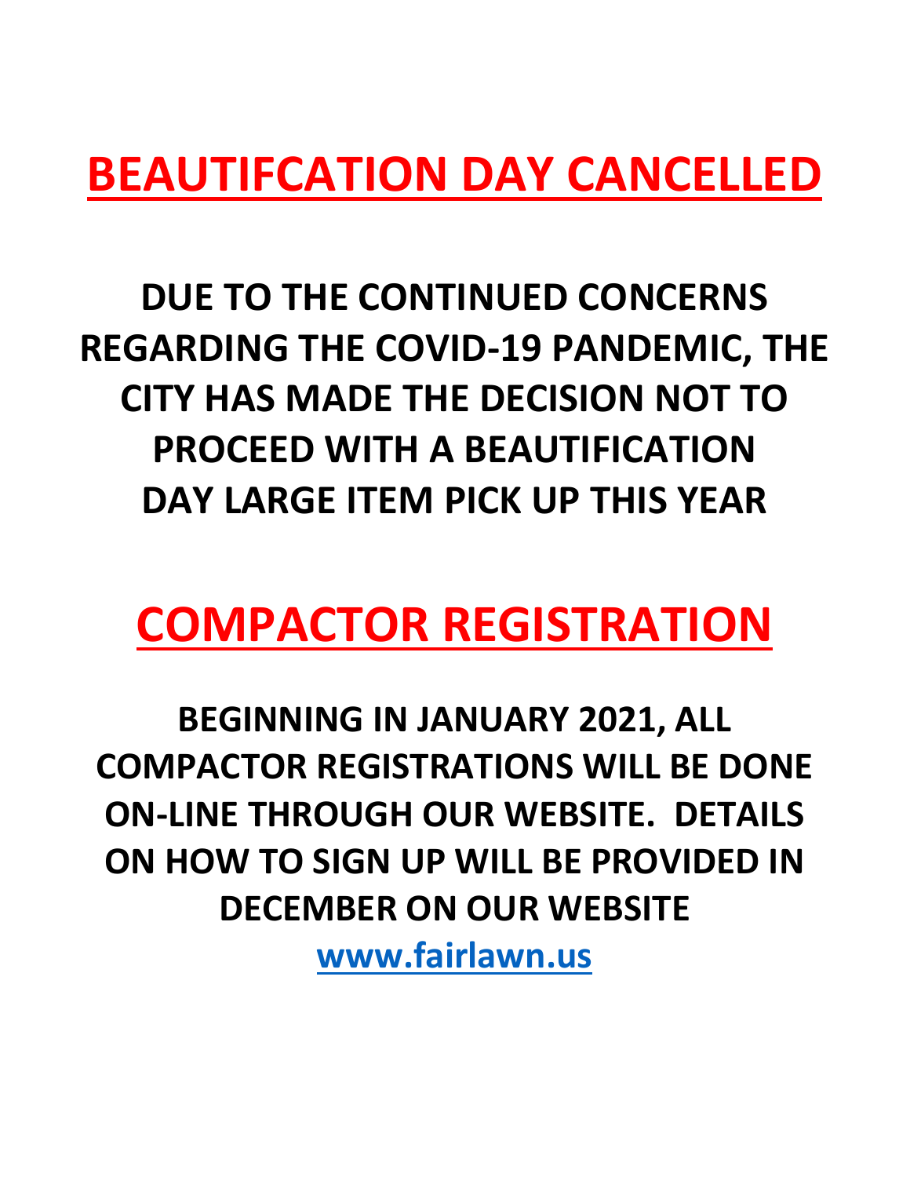# BEAUTIFCATION DAY CANCELLED

**DUE TO THE CONTINUED CONCERNS REGARDING THE COVID-19 PANDEMIC, THE CITY HAS MADE THE DECISION NOT TO PROCEED WITH A BEAUTIFICATION DAY LARGE ITEM PICK UP THIS YEAR**

# COMPACTOR REGISTRATION

**BEGINNING IN JANUARY 2021, ALL COMPACTOR REGISTRATIONS WILL BE DONE ON-LINE THROUGH OUR WEBSITE. DETAILS ON HOW TO SIGN UP WILL BE PROVIDED IN DECEMBER ON OUR WEBSITE**

**www.fairlawn.us**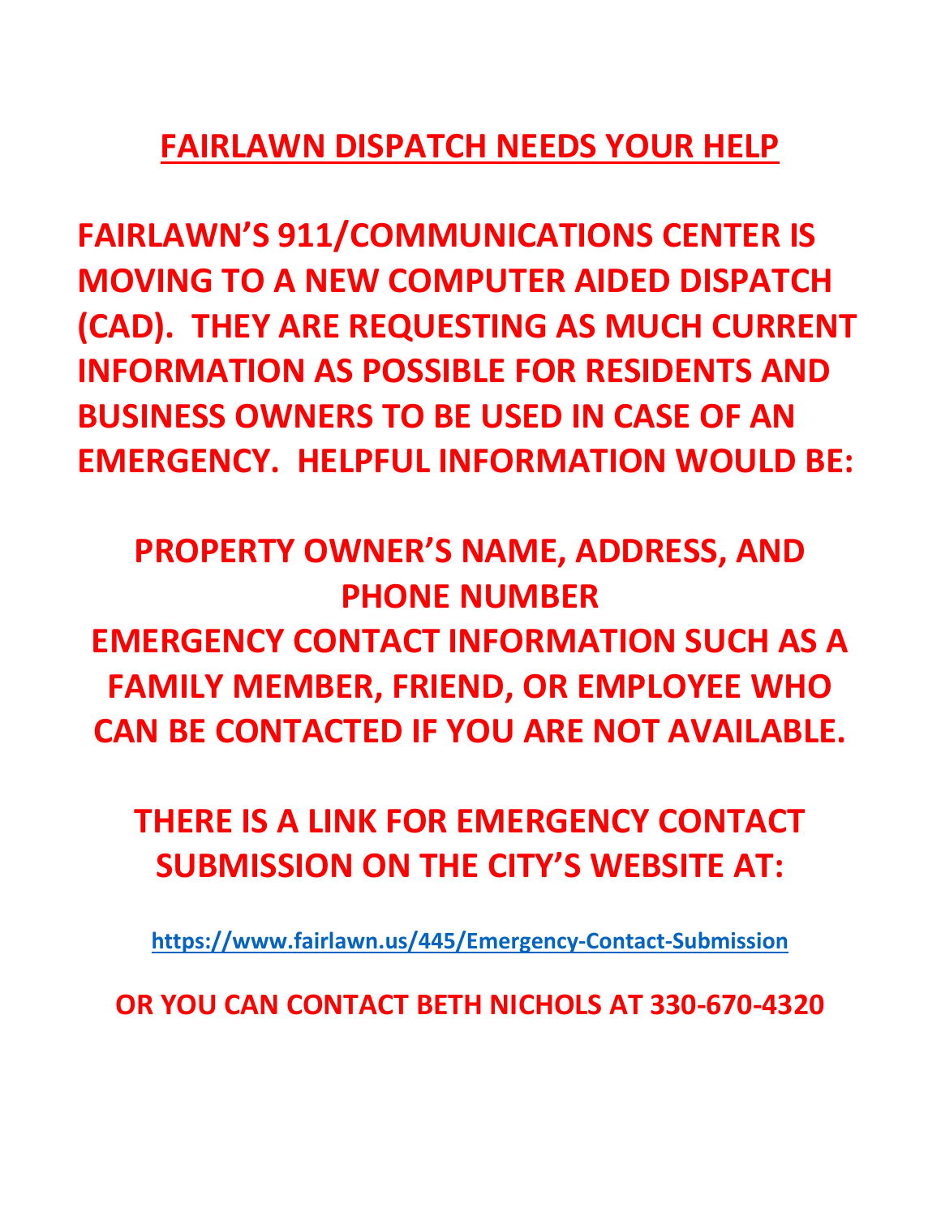# FAIRLAWN DISPATCH NEEDS YOUR HELP

**FAIRLAWN'S 911/COMMUNICATIONS CENTER IS MOVING TO A NEW COMPUTER AIDED DISPATCH (CAD). THEY ARE REQUESTING AS MUCH CURRENT INFORMATION AS POSSIBLE FOR RESIDENTS AND BUSINESS OWNERS TO BE USED IN CASE OF AN EMERGENCY. HELPFUL INFORMATION WOULD BE:**

**PROPERTY OWNER'S NAME, ADDRESS, AND PHONE NUMBER**

**EMERGENCY CONTACT INFORMATION SUCH AS A FAMILY MEMBER, FRIEND, OR EMPLOYEE WHO CAN BE CONTACTED IF YOU ARE NOT AVAILABLE.**

**THERE IS A LINK FOR EMERGENCY CONTACT SUBMISSION ON THE CITY'S WEBSITE AT:**

**https://www.fairlawn.us/445/Emergency-Contact-Submission**

**OR YOU CAN CONTACT BETH NICHOLS AT 330-670-4320**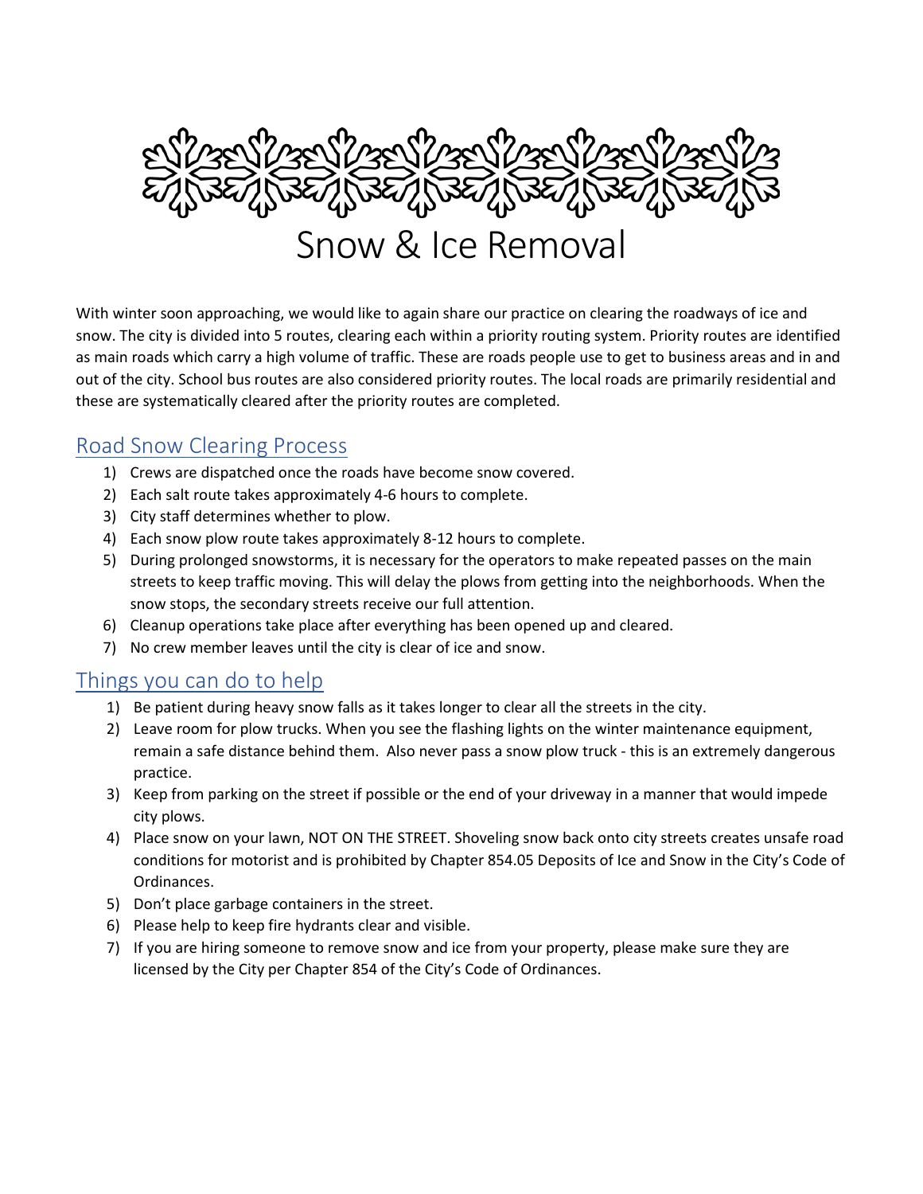# Snow & Ice Removal

With winter soon approaching, we would like to again share our practice on clearing the roadways of ice and snow. The city is divided into 5 routes, clearing each within a priority routing system. Priority routes are identified as main roads which carry a high volume of traffic. These are roads people use to get to business areas and in and out of the city. School bus routes are also considered priority routes. The local roads are primarily residential and these are systematically cleared after the priority routes are completed.

## Road Snow Clearing Process

1) Crews are dispatched once the roads have become snow covered.
2) Each salt route takes approximately 4-6 hours to complete.
3) City staff determines whether to plow.
4) Each snow plow route takes approximately 8-12 hours to complete.
5) During prolonged snowstorms, it is necessary for the operators to make repeated passes on the main streets to keep traffic moving. This will delay the plows from getting into the neighborhoods. When the snow stops, the secondary streets receive our full attention.
6) Cleanup operations take place after everything has been opened up and cleared.
7) No crew member leaves until the city is clear of ice and snow.

## Things you can do to help

1) Be patient during heavy snow falls as it takes longer to clear all the streets in the city.
2) Leave room for plow trucks. When you see the flashing lights on the winter maintenance equipment, remain a safe distance behind them. Also never pass a snow plow truck - this is an extremely dangerous practice.
3) Keep from parking on the street if possible or the end of your driveway in a manner that would impede city plows.
4) Place snow on your lawn, NOT ON THE STREET. Shoveling snow back onto city streets creates unsafe road conditions for motorist and is prohibited by Chapter 854.05 Deposits of Ice and Snow in the City's Code of Ordinances.
5) Don't place garbage containers in the street.
6) Please help to keep fire hydrants clear and visible.
7) If you are hiring someone to remove snow and ice from your property, please make sure they are licensed by the City per Chapter 854 of the City's Code of Ordinances.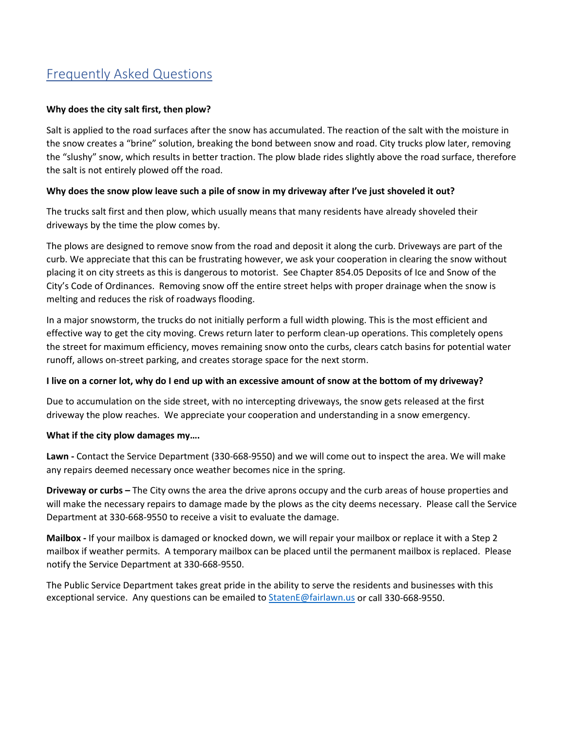## Frequently Asked Questions

**Why does the city salt first, then plow?**

Salt is applied to the road surfaces after the snow has accumulated. The reaction of the salt with the moisture in the snow creates a "brine" solution, breaking the bond between snow and road. City trucks plow later, removing the "slushy" snow, which results in better traction. The plow blade rides slightly above the road surface, therefore the salt is not entirely plowed off the road.

**Why does the snow plow leave such a pile of snow in my driveway after I've just shoveled it out?**

The trucks salt first and then plow, which usually means that many residents have already shoveled their driveways by the time the plow comes by.

The plows are designed to remove snow from the road and deposit it along the curb. Driveways are part of the curb. We appreciate that this can be frustrating however, we ask your cooperation in clearing the snow without placing it on city streets as this is dangerous to motorist. See Chapter 854.05 Deposits of Ice and Snow of the City's Code of Ordinances. Removing snow off the entire street helps with proper drainage when the snow is melting and reduces the risk of roadways flooding.

In a major snowstorm, the trucks do not initially perform a full width plowing. This is the most efficient and effective way to get the city moving. Crews return later to perform clean-up operations. This completely opens the street for maximum efficiency, moves remaining snow onto the curbs, clears catch basins for potential water runoff, allows on-street parking, and creates storage space for the next storm.

**I live on a corner lot, why do I end up with an excessive amount of snow at the bottom of my driveway?**

Due to accumulation on the side street, with no intercepting driveways, the snow gets released at the first driveway the plow reaches. We appreciate your cooperation and understanding in a snow emergency.

**What if the city plow damages my….**

**Lawn -** Contact the Service Department (330-668-9550) and we will come out to inspect the area. We will make any repairs deemed necessary once weather becomes nice in the spring.

**Driveway or curbs –** The City owns the area the drive aprons occupy and the curb areas of house properties and will make the necessary repairs to damage made by the plows as the city deems necessary. Please call the Service Department at 330-668-9550 to receive a visit to evaluate the damage.

**Mailbox -** If your mailbox is damaged or knocked down, we will repair your mailbox or replace it with a Step 2 mailbox if weather permits. A temporary mailbox can be placed until the permanent mailbox is replaced. Please notify the Service Department at 330-668-9550.

The Public Service Department takes great pride in the ability to serve the residents and businesses with this exceptional service. Any questions can be emailed to StatenE@fairlawn.us or call 330-668-9550.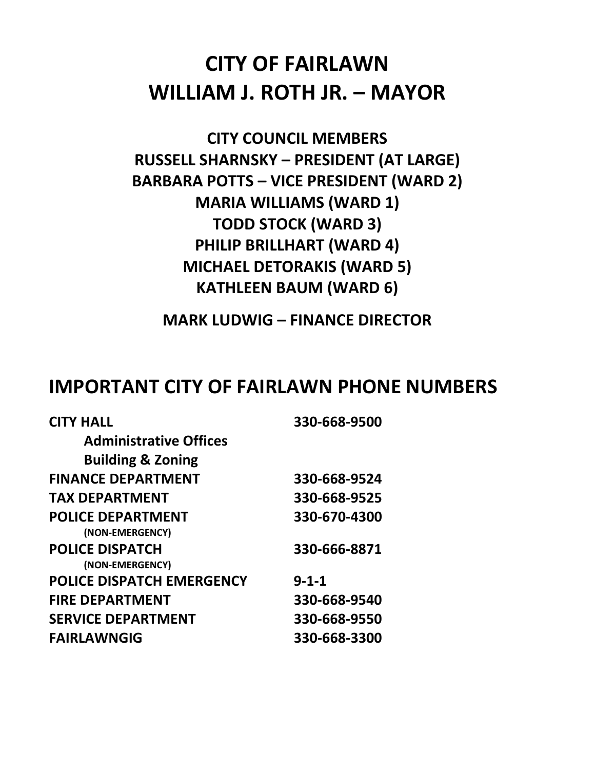# CITY OF FAIRLAWN
# WILLIAM J. ROTH JR. – MAYOR

**CITY COUNCIL MEMBERS**
**RUSSELL SHARNSKY – PRESIDENT (AT LARGE)**
**BARBARA POTTS – VICE PRESIDENT (WARD 2)**
**MARIA WILLIAMS (WARD 1)**
**TODD STOCK (WARD 3)**
**PHILIP BRILLHART (WARD 4)**
**MICHAEL DETORAKIS (WARD 5)**
**KATHLEEN BAUM (WARD 6)**

**MARK LUDWIG – FINANCE DIRECTOR**

## IMPORTANT CITY OF FAIRLAWN PHONE NUMBERS

| | |
|---|---|
| **CITY HALL** | **330-668-9500** |
| **Administrative Offices** | |
| **Building & Zoning** | |
| **FINANCE DEPARTMENT** | **330-668-9524** |
| **TAX DEPARTMENT** | **330-668-9525** |
| **POLICE DEPARTMENT (NON-EMERGENCY)** | **330-670-4300** |
| **POLICE DISPATCH (NON-EMERGENCY)** | **330-666-8871** |
| **POLICE DISPATCH EMERGENCY** | **9-1-1** |
| **FIRE DEPARTMENT** | **330-668-9540** |
| **SERVICE DEPARTMENT** | **330-668-9550** |
| **FAIRLAWNGIG** | **330-668-3300** |